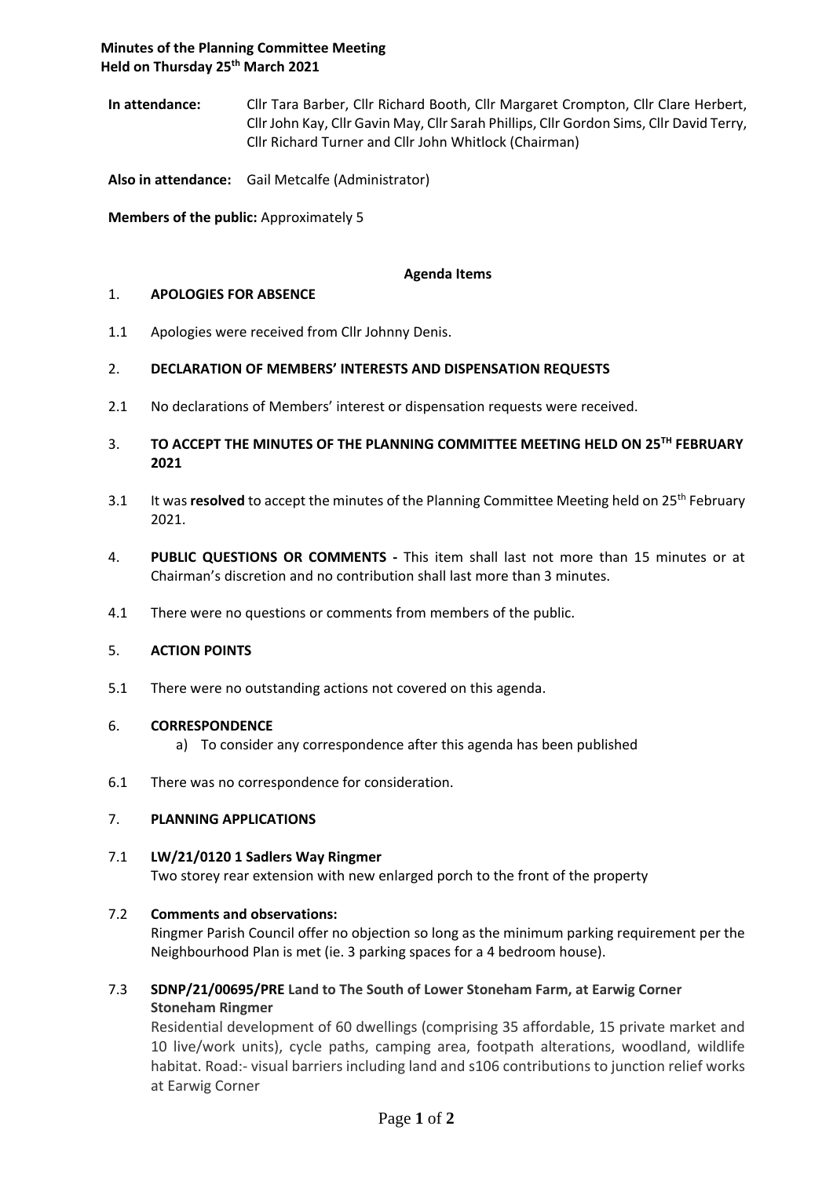**Minutes of the Planning Committee Meeting**
**Held on Thursday 25th March 2021**

**In attendance:** Cllr Tara Barber, Cllr Richard Booth, Cllr Margaret Crompton, Cllr Clare Herbert, Cllr John Kay, Cllr Gavin May, Cllr Sarah Phillips, Cllr Gordon Sims, Cllr David Terry, Cllr Richard Turner and Cllr John Whitlock (Chairman)

**Also in attendance:** Gail Metcalfe (Administrator)

**Members of the public:** Approximately 5

**Agenda Items**

1. **APOLOGIES FOR ABSENCE**

1.1 Apologies were received from Cllr Johnny Denis.

2. **DECLARATION OF MEMBERS' INTERESTS AND DISPENSATION REQUESTS**

2.1 No declarations of Members' interest or dispensation requests were received.

3. **TO ACCEPT THE MINUTES OF THE PLANNING COMMITTEE MEETING HELD ON 25TH FEBRUARY 2021**

3.1 It was **resolved** to accept the minutes of the Planning Committee Meeting held on 25th February 2021.

4. **PUBLIC QUESTIONS OR COMMENTS -** This item shall last not more than 15 minutes or at Chairman's discretion and no contribution shall last more than 3 minutes.

4.1 There were no questions or comments from members of the public.

5. **ACTION POINTS**

5.1 There were no outstanding actions not covered on this agenda.

6. **CORRESPONDENCE**

a) To consider any correspondence after this agenda has been published

6.1 There was no correspondence for consideration.

7. **PLANNING APPLICATIONS**

7.1 **LW/21/0120 1 Sadlers Way Ringmer**
Two storey rear extension with new enlarged porch to the front of the property

7.2 **Comments and observations:**
Ringmer Parish Council offer no objection so long as the minimum parking requirement per the Neighbourhood Plan is met (ie. 3 parking spaces for a 4 bedroom house).

7.3 **SDNP/21/00695/PRE Land to The South of Lower Stoneham Farm, at Earwig Corner Stoneham Ringmer**
Residential development of 60 dwellings (comprising 35 affordable, 15 private market and 10 live/work units), cycle paths, camping area, footpath alterations, woodland, wildlife habitat. Road:- visual barriers including land and s106 contributions to junction relief works at Earwig Corner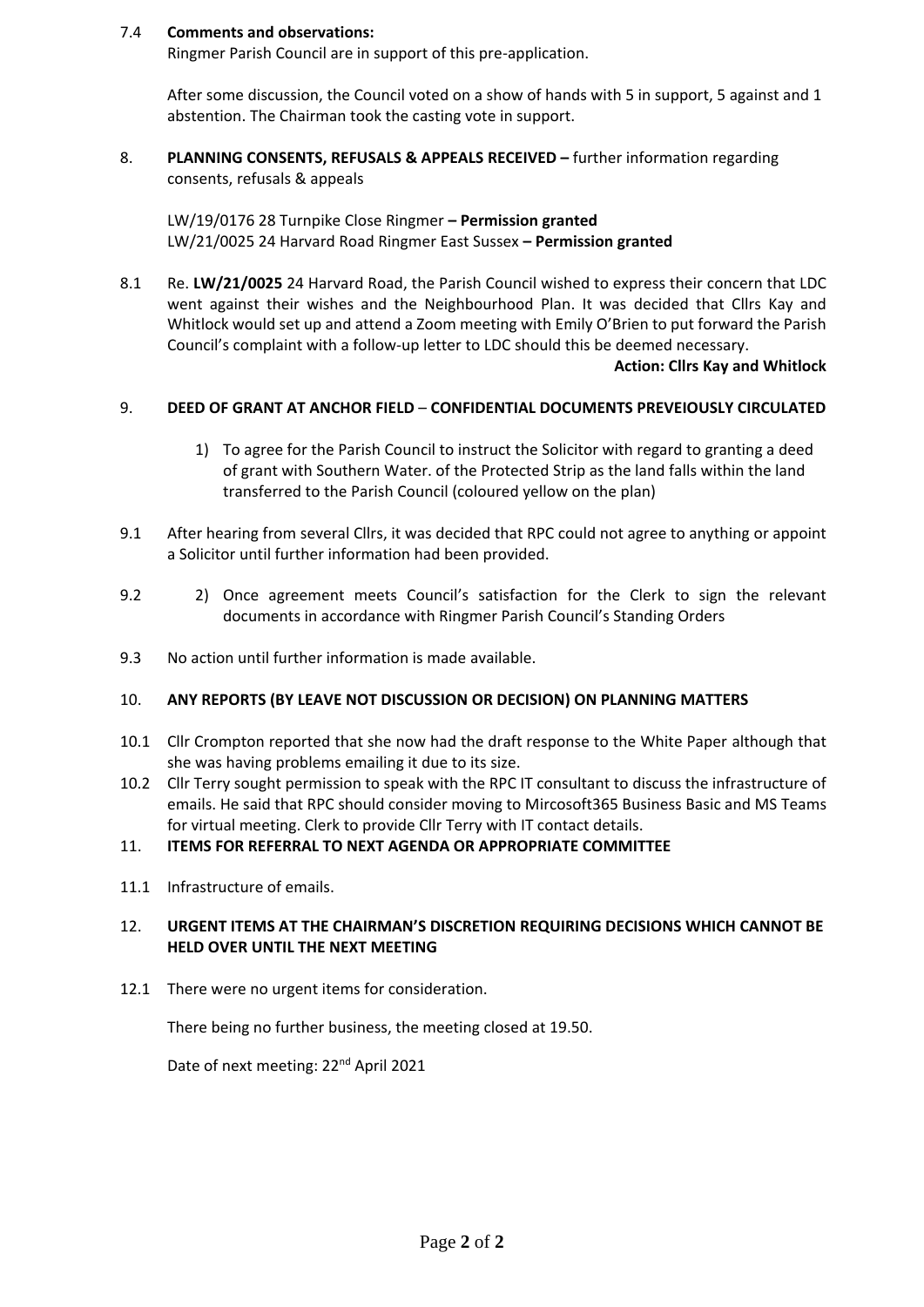7.4 **Comments and observations:**
Ringmer Parish Council are in support of this pre-application.

After some discussion, the Council voted on a show of hands with 5 in support, 5 against and 1 abstention. The Chairman took the casting vote in support.

8. **PLANNING CONSENTS, REFUSALS & APPEALS RECEIVED –** further information regarding consents, refusals & appeals

LW/19/0176 28 Turnpike Close Ringmer **– Permission granted**
LW/21/0025 24 Harvard Road Ringmer East Sussex **– Permission granted**

8.1 Re. **LW/21/0025** 24 Harvard Road, the Parish Council wished to express their concern that LDC went against their wishes and the Neighbourhood Plan. It was decided that Cllrs Kay and Whitlock would set up and attend a Zoom meeting with Emily O'Brien to put forward the Parish Council's complaint with a follow-up letter to LDC should this be deemed necessary.

**Action: Cllrs Kay and Whitlock**

9. **DEED OF GRANT AT ANCHOR FIELD** – **CONFIDENTIAL DOCUMENTS PREVEIOUSLY CIRCULATED**

1) To agree for the Parish Council to instruct the Solicitor with regard to granting a deed of grant with Southern Water. of the Protected Strip as the land falls within the land transferred to the Parish Council (coloured yellow on the plan)

9.1 After hearing from several Cllrs, it was decided that RPC could not agree to anything or appoint a Solicitor until further information had been provided.

9.2 2) Once agreement meets Council's satisfaction for the Clerk to sign the relevant documents in accordance with Ringmer Parish Council's Standing Orders

9.3 No action until further information is made available.

10. **ANY REPORTS (BY LEAVE NOT DISCUSSION OR DECISION) ON PLANNING MATTERS**

10.1 Cllr Crompton reported that she now had the draft response to the White Paper although that she was having problems emailing it due to its size.

10.2 Cllr Terry sought permission to speak with the RPC IT consultant to discuss the infrastructure of emails. He said that RPC should consider moving to Mircosoft365 Business Basic and MS Teams for virtual meeting. Clerk to provide Cllr Terry with IT contact details.

11. **ITEMS FOR REFERRAL TO NEXT AGENDA OR APPROPRIATE COMMITTEE**

11.1 Infrastructure of emails.

12. **URGENT ITEMS AT THE CHAIRMAN'S DISCRETION REQUIRING DECISIONS WHICH CANNOT BE HELD OVER UNTIL THE NEXT MEETING**

12.1 There were no urgent items for consideration.

There being no further business, the meeting closed at 19.50.

Date of next meeting: 22nd April 2021